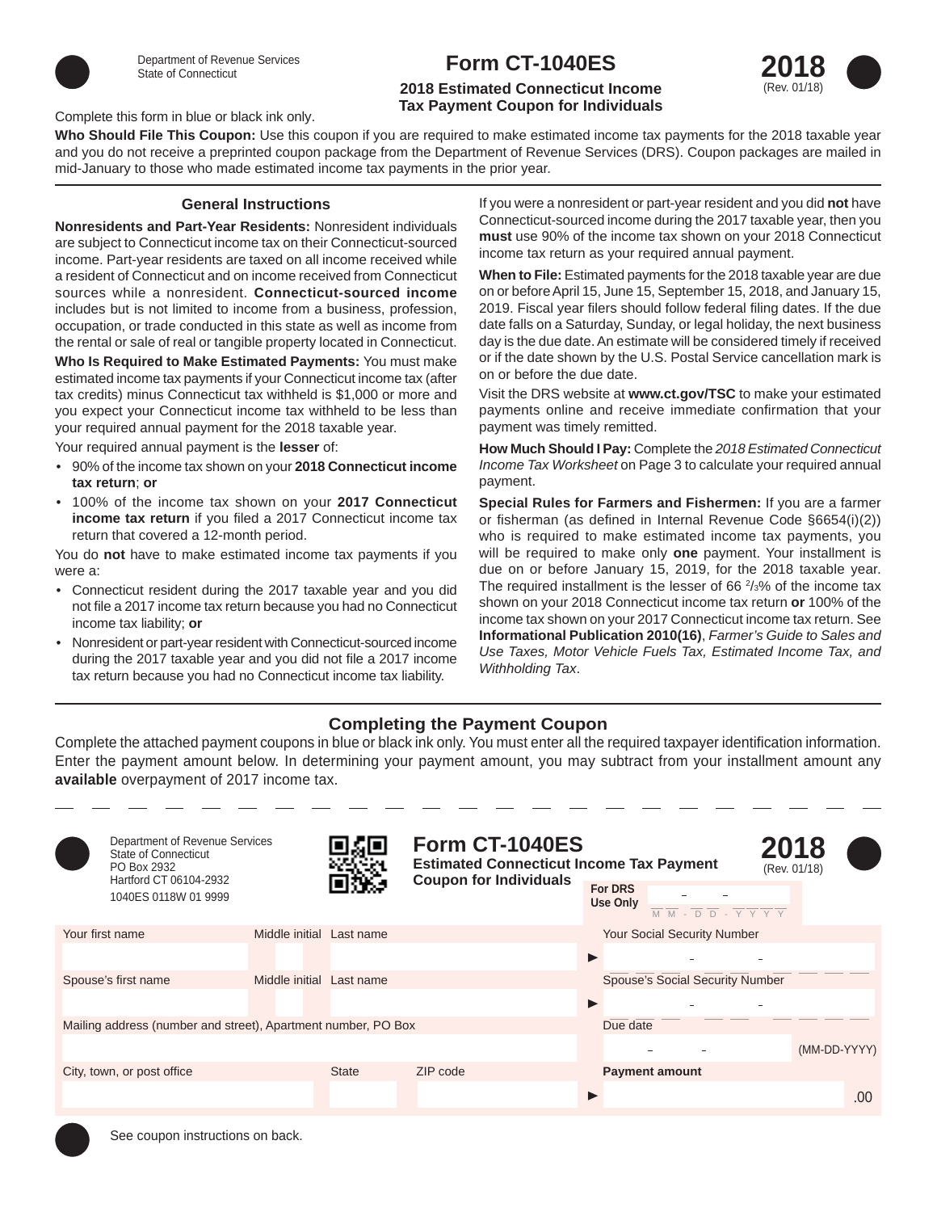Department of Revenue Services
State of Connecticut

# Form CT-1040ES

**2018 Estimated Connecticut Income Tax Payment Coupon for Individuals**

**2018**
(Rev. 01/18)

Complete this form in blue or black ink only.

**Who Should File This Coupon:** Use this coupon if you are required to make estimated income tax payments for the 2018 taxable year and you do not receive a preprinted coupon package from the Department of Revenue Services (DRS). Coupon packages are mailed in mid-January to those who made estimated income tax payments in the prior year.

## General Instructions

**Nonresidents and Part-Year Residents:** Nonresident individuals are subject to Connecticut income tax on their Connecticut-sourced income. Part-year residents are taxed on all income received while a resident of Connecticut and on income received from Connecticut sources while a nonresident. **Connecticut-sourced income** includes but is not limited to income from a business, profession, occupation, or trade conducted in this state as well as income from the rental or sale of real or tangible property located in Connecticut.

**Who Is Required to Make Estimated Payments:** You must make estimated income tax payments if your Connecticut income tax (after tax credits) minus Connecticut tax withheld is $1,000 or more and you expect your Connecticut income tax withheld to be less than your required annual payment for the 2018 taxable year.

Your required annual payment is the **lesser** of:

- 90% of the income tax shown on your **2018 Connecticut income tax return**; **or**
- 100% of the income tax shown on your **2017 Connecticut income tax return** if you filed a 2017 Connecticut income tax return that covered a 12-month period.

You do **not** have to make estimated income tax payments if you were a:

- Connecticut resident during the 2017 taxable year and you did not file a 2017 income tax return because you had no Connecticut income tax liability; **or**
- Nonresident or part-year resident with Connecticut-sourced income during the 2017 taxable year and you did not file a 2017 income tax return because you had no Connecticut income tax liability.

If you were a nonresident or part-year resident and you did **not** have Connecticut-sourced income during the 2017 taxable year, then you **must** use 90% of the income tax shown on your 2018 Connecticut income tax return as your required annual payment.

**When to File:** Estimated payments for the 2018 taxable year are due on or before April 15, June 15, September 15, 2018, and January 15, 2019. Fiscal year filers should follow federal filing dates. If the due date falls on a Saturday, Sunday, or legal holiday, the next business day is the due date. An estimate will be considered timely if received or if the date shown by the U.S. Postal Service cancellation mark is on or before the due date.

Visit the DRS website at **www.ct.gov/TSC** to make your estimated payments online and receive immediate confirmation that your payment was timely remitted.

**How Much Should I Pay:** Complete the *2018 Estimated Connecticut Income Tax Worksheet* on Page 3 to calculate your required annual payment.

**Special Rules for Farmers and Fishermen:** If you are a farmer or fisherman (as defined in Internal Revenue Code §6654(i)(2)) who is required to make estimated income tax payments, you will be required to make only **one** payment. Your installment is due on or before January 15, 2019, for the 2018 taxable year. The required installment is the lesser of 66 $^{2}/_{3}$% of the income tax shown on your 2018 Connecticut income tax return **or** 100% of the income tax shown on your 2017 Connecticut income tax return. See **Informational Publication 2010(16)**, *Farmer's Guide to Sales and Use Taxes, Motor Vehicle Fuels Tax, Estimated Income Tax, and Withholding Tax*.

## Completing the Payment Coupon

Complete the attached payment coupons in blue or black ink only. You must enter all the required taxpayer identification information. Enter the payment amount below. In determining your payment amount, you may subtract from your installment amount any **available** overpayment of 2017 income tax.

---

Department of Revenue Services
State of Connecticut
PO Box 2932
Hartford CT 06104-2932
1040ES 0118W 01 9999

# Form CT-1040ES

**Estimated Connecticut Income Tax Payment Coupon for Individuals**

**2018**
(Rev. 01/18)

**For DRS Use Only** ____ - ____ - ____ (MM - DD - YYYY)

| Your first name | Middle initial | Last name | Your Social Security Number |
|---|---|---|---|
| | | | ► ___ - ___ - ___ |
| **Spouse's first name** | **Middle initial** | **Last name** | **Spouse's Social Security Number** |
| | | | ► ___ - ___ - ___ |
| **Mailing address (number and street), Apartment number, PO Box** | | | **Due date** |
| | | | ___ - ___ - ___ (MM-DD-YYYY) |
| **City, town, or post office** | **State** | **ZIP code** | **Payment amount** |
| | | | ► .00 |

See coupon instructions on back.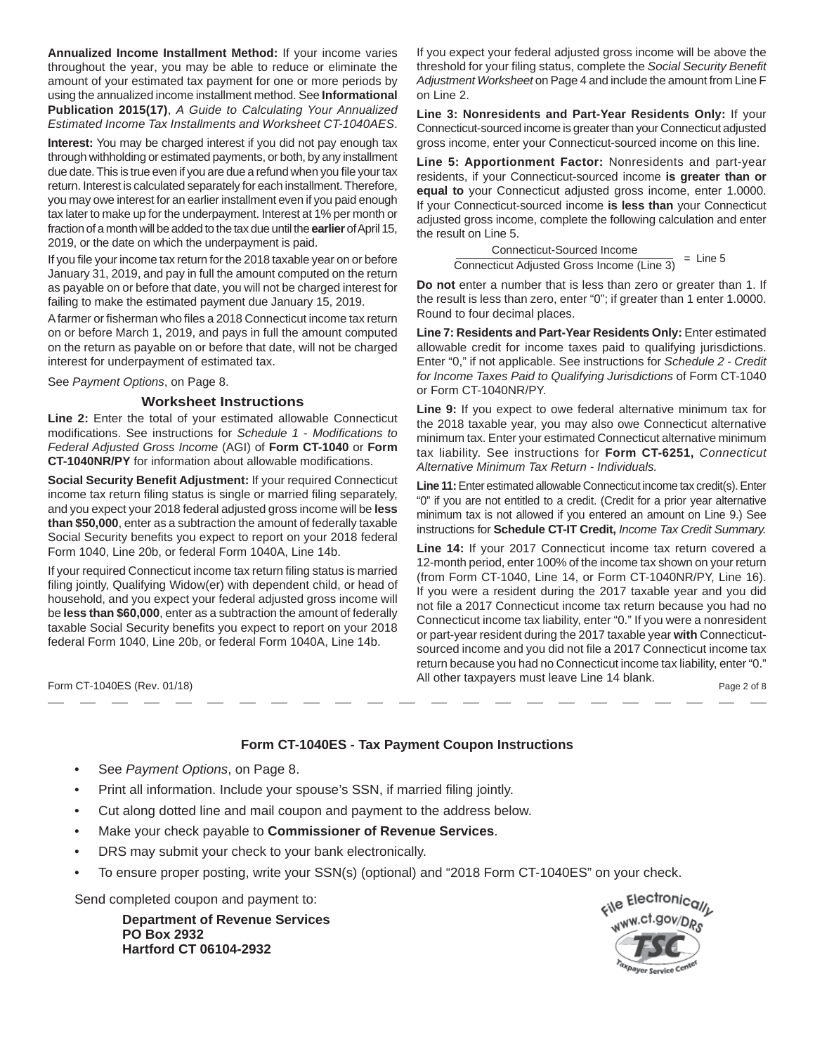**Annualized Income Installment Method:** If your income varies throughout the year, you may be able to reduce or eliminate the amount of your estimated tax payment for one or more periods by using the annualized income installment method. See **Informational Publication 2015(17)**, *A Guide to Calculating Your Annualized Estimated Income Tax Installments and Worksheet CT-1040AES*.

**Interest:** You may be charged interest if you did not pay enough tax through withholding or estimated payments, or both, by any installment due date. This is true even if you are due a refund when you file your tax return. Interest is calculated separately for each installment. Therefore, you may owe interest for an earlier installment even if you paid enough tax later to make up for the underpayment. Interest at 1% per month or fraction of a month will be added to the tax due until the **earlier** of April 15, 2019, or the date on which the underpayment is paid.

If you file your income tax return for the 2018 taxable year on or before January 31, 2019, and pay in full the amount computed on the return as payable on or before that date, you will not be charged interest for failing to make the estimated payment due January 15, 2019.

A farmer or fisherman who files a 2018 Connecticut income tax return on or before March 1, 2019, and pays in full the amount computed on the return as payable on or before that date, will not be charged interest for underpayment of estimated tax.

See *Payment Options*, on Page 8.

## Worksheet Instructions

**Line 2:** Enter the total of your estimated allowable Connecticut modifications. See instructions for *Schedule 1 - Modifications to Federal Adjusted Gross Income* (AGI) of **Form CT-1040** or **Form CT-1040NR/PY** for information about allowable modifications.

**Social Security Benefit Adjustment:** If your required Connecticut income tax return filing status is single or married filing separately, and you expect your 2018 federal adjusted gross income will be **less than $50,000**, enter as a subtraction the amount of federally taxable Social Security benefits you expect to report on your 2018 federal Form 1040, Line 20b, or federal Form 1040A, Line 14b.

If your required Connecticut income tax return filing status is married filing jointly, Qualifying Widow(er) with dependent child, or head of household, and you expect your federal adjusted gross income will be **less than $60,000**, enter as a subtraction the amount of federally taxable Social Security benefits you expect to report on your 2018 federal Form 1040, Line 20b, or federal Form 1040A, Line 14b.

If you expect your federal adjusted gross income will be above the threshold for your filing status, complete the *Social Security Benefit Adjustment Worksheet* on Page 4 and include the amount from Line F on Line 2.

**Line 3: Nonresidents and Part-Year Residents Only:** If your Connecticut-sourced income is greater than your Connecticut adjusted gross income, enter your Connecticut-sourced income on this line.

**Line 5: Apportionment Factor:** Nonresidents and part-year residents, if your Connecticut-sourced income **is greater than or equal to** your Connecticut adjusted gross income, enter 1.0000. If your Connecticut-sourced income **is less than** your Connecticut adjusted gross income, complete the following calculation and enter the result on Line 5.

$$\frac{\text{Connecticut-Sourced Income}}{\text{Connecticut Adjusted Gross Income (Line 3)}} = \text{Line 5}$$

**Do not** enter a number that is less than zero or greater than 1. If the result is less than zero, enter "0"; if greater than 1 enter 1.0000. Round to four decimal places.

**Line 7: Residents and Part-Year Residents Only:** Enter estimated allowable credit for income taxes paid to qualifying jurisdictions. Enter "0," if not applicable. See instructions for *Schedule 2 - Credit for Income Taxes Paid to Qualifying Jurisdictions* of Form CT-1040 or Form CT-1040NR/PY.

**Line 9:** If you expect to owe federal alternative minimum tax for the 2018 taxable year, you may also owe Connecticut alternative minimum tax. Enter your estimated Connecticut alternative minimum tax liability. See instructions for **Form CT-6251,** *Connecticut Alternative Minimum Tax Return - Individuals.*

**Line 11:** Enter estimated allowable Connecticut income tax credit(s). Enter "0" if you are not entitled to a credit. (Credit for a prior year alternative minimum tax is not allowed if you entered an amount on Line 9.) See instructions for **Schedule CT-IT Credit,** *Income Tax Credit Summary.*

**Line 14:** If your 2017 Connecticut income tax return covered a 12-month period, enter 100% of the income tax shown on your return (from Form CT-1040, Line 14, or Form CT-1040NR/PY, Line 16). If you were a resident during the 2017 taxable year and you did not file a 2017 Connecticut income tax return because you had no Connecticut income tax liability, enter "0." If you were a nonresident or part-year resident during the 2017 taxable year **with** Connecticut-sourced income and you did not file a 2017 Connecticut income tax return because you had no Connecticut income tax liability, enter "0." All other taxpayers must leave Line 14 blank.

Form CT-1040ES (Rev. 01/18)

## Form CT-1040ES - Tax Payment Coupon Instructions

- See *Payment Options*, on Page 8.
- Print all information. Include your spouse's SSN, if married filing jointly.
- Cut along dotted line and mail coupon and payment to the address below.
- Make your check payable to **Commissioner of Revenue Services**.
- DRS may submit your check to your bank electronically.
- To ensure proper posting, write your SSN(s) (optional) and "2018 Form CT-1040ES" on your check.

Send completed coupon and payment to:

**Department of Revenue Services**
**PO Box 2932**
**Hartford CT 06104-2932**

File Electronically
www.ct.gov/DRS
TSC
Taxpayer Service Center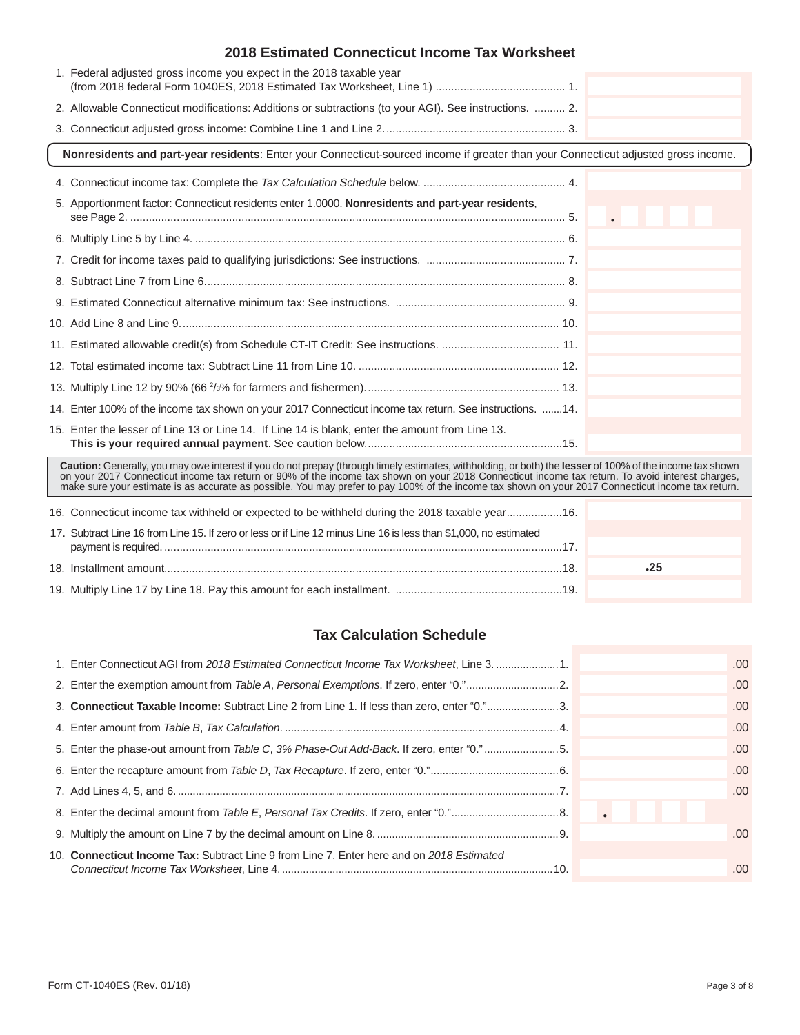## 2018 Estimated Connecticut Income Tax Worksheet

| Line | Description | Amount |
|---|---|---|
| 1. | Federal adjusted gross income you expect in the 2018 taxable year (from 2018 federal Form 1040ES, 2018 Estimated Tax Worksheet, Line 1) | |
| 2. | Allowable Connecticut modifications: Additions or subtractions (to your AGI). See instructions. | |
| 3. | Connecticut adjusted gross income: Combine Line 1 and Line 2. | |

**Nonresidents and part-year residents**: Enter your Connecticut-sourced income if greater than your Connecticut adjusted gross income.

| Line | Description | Amount |
|---|---|---|
| 4. | Connecticut income tax: Complete the *Tax Calculation Schedule* below. | |
| 5. | Apportionment factor: Connecticut residents enter 1.0000. **Nonresidents and part-year residents**, see Page 2. | . |
| 6. | Multiply Line 5 by Line 4. | |
| 7. | Credit for income taxes paid to qualifying jurisdictions: See instructions. | |
| 8. | Subtract Line 7 from Line 6. | |
| 9. | Estimated Connecticut alternative minimum tax: See instructions. | |
| 10. | Add Line 8 and Line 9. | |
| 11. | Estimated allowable credit(s) from Schedule CT-IT Credit: See instructions. | |
| 12. | Total estimated income tax: Subtract Line 11 from Line 10. | |
| 13. | Multiply Line 12 by 90% (66 2/3% for farmers and fishermen). | |
| 14. | Enter 100% of the income tax shown on your 2017 Connecticut income tax return. See instructions. | |
| 15. | Enter the lesser of Line 13 or Line 14. If Line 14 is blank, enter the amount from Line 13. **This is your required annual payment**. See caution below. | |

**Caution:** Generally, you may owe interest if you do not prepay (through timely estimates, withholding, or both) the **lesser** of 100% of the income tax shown on your 2017 Connecticut income tax return or 90% of the income tax shown on your 2018 Connecticut income tax return. To avoid interest charges, make sure your estimate is as accurate as possible. You may prefer to pay 100% of the income tax shown on your 2017 Connecticut income tax return.

| Line | Description | Amount |
|---|---|---|
| 16. | Connecticut income tax withheld or expected to be withheld during the 2018 taxable year | |
| 17. | Subtract Line 16 from Line 15. If zero or less or if Line 12 minus Line 16 is less than $1,000, no estimated payment is required. | |
| 18. | Installment amount. | .25 |
| 19. | Multiply Line 17 by Line 18. Pay this amount for each installment. | |

## Tax Calculation Schedule

| Line | Description | Amount |
|---|---|---|
| 1. | Enter Connecticut AGI from *2018 Estimated Connecticut Income Tax Worksheet*, Line 3. | .00 |
| 2. | Enter the exemption amount from *Table A*, *Personal Exemptions*. If zero, enter "0." | .00 |
| 3. | **Connecticut Taxable Income:** Subtract Line 2 from Line 1. If less than zero, enter "0." | .00 |
| 4. | Enter amount from *Table B*, *Tax Calculation*. | .00 |
| 5. | Enter the phase-out amount from *Table C*, *3% Phase-Out Add-Back*. If zero, enter "0." | .00 |
| 6. | Enter the recapture amount from *Table D*, *Tax Recapture*. If zero, enter "0." | .00 |
| 7. | Add Lines 4, 5, and 6. | .00 |
| 8. | Enter the decimal amount from *Table E*, *Personal Tax Credits*. If zero, enter "0." | . |
| 9. | Multiply the amount on Line 7 by the decimal amount on Line 8. | .00 |
| 10. | **Connecticut Income Tax:** Subtract Line 9 from Line 7. Enter here and on *2018 Estimated Connecticut Income Tax Worksheet*, Line 4. | .00 |

Form CT-1040ES (Rev. 01/18)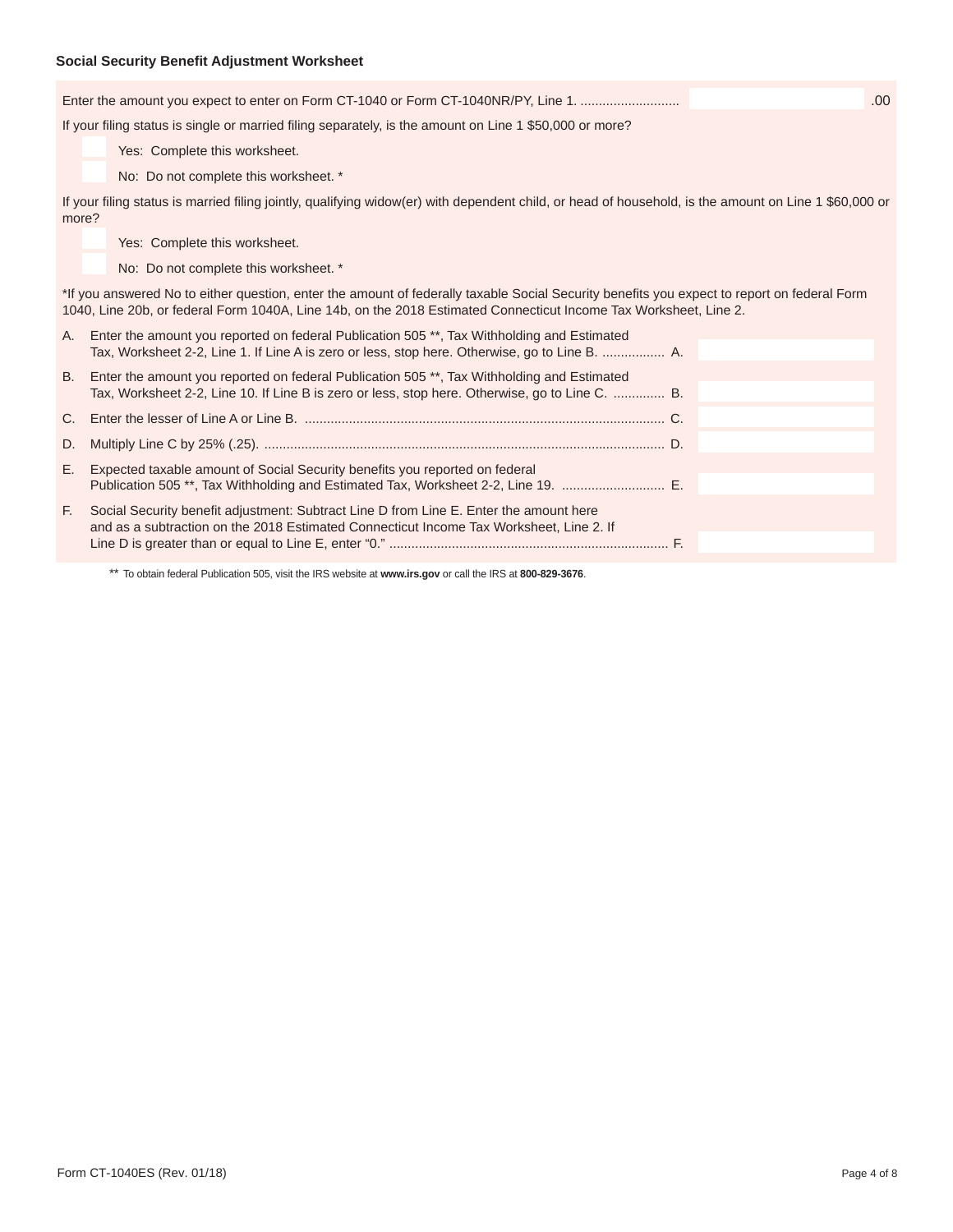### Social Security Benefit Adjustment Worksheet

Enter the amount you expect to enter on Form CT-1040 or Form CT-1040NR/PY, Line 1. .......................... ______ .00

If your filing status is single or married filing separately, is the amount on Line 1 $50,000 or more?

- ☐ Yes: Complete this worksheet.
- ☐ No: Do not complete this worksheet. *

If your filing status is married filing jointly, qualifying widow(er) with dependent child, or head of household, is the amount on Line 1 $60,000 or more?

- ☐ Yes: Complete this worksheet.
- ☐ No: Do not complete this worksheet. *

*If you answered No to either question, enter the amount of federally taxable Social Security benefits you expect to report on federal Form 1040, Line 20b, or federal Form 1040A, Line 14b, on the 2018 Estimated Connecticut Income Tax Worksheet, Line 2.

| | | | |
|---|---|---|---|
| A. | Enter the amount you reported on federal Publication 505 **, Tax Withholding and Estimated Tax, Worksheet 2-2, Line 1. If Line A is zero or less, stop here. Otherwise, go to Line B. | A. | |
| B. | Enter the amount you reported on federal Publication 505 **, Tax Withholding and Estimated Tax, Worksheet 2-2, Line 10. If Line B is zero or less, stop here. Otherwise, go to Line C. | B. | |
| C. | Enter the lesser of Line A or Line B. | C. | |
| D. | Multiply Line C by 25% (.25). | D. | |
| E. | Expected taxable amount of Social Security benefits you reported on federal Publication 505 **, Tax Withholding and Estimated Tax, Worksheet 2-2, Line 19. | E. | |
| F. | Social Security benefit adjustment: Subtract Line D from Line E. Enter the amount here and as a subtraction on the 2018 Estimated Connecticut Income Tax Worksheet, Line 2. If Line D is greater than or equal to Line E, enter "0." | F. | |

** To obtain federal Publication 505, visit the IRS website at **www.irs.gov** or call the IRS at **800-829-3676**.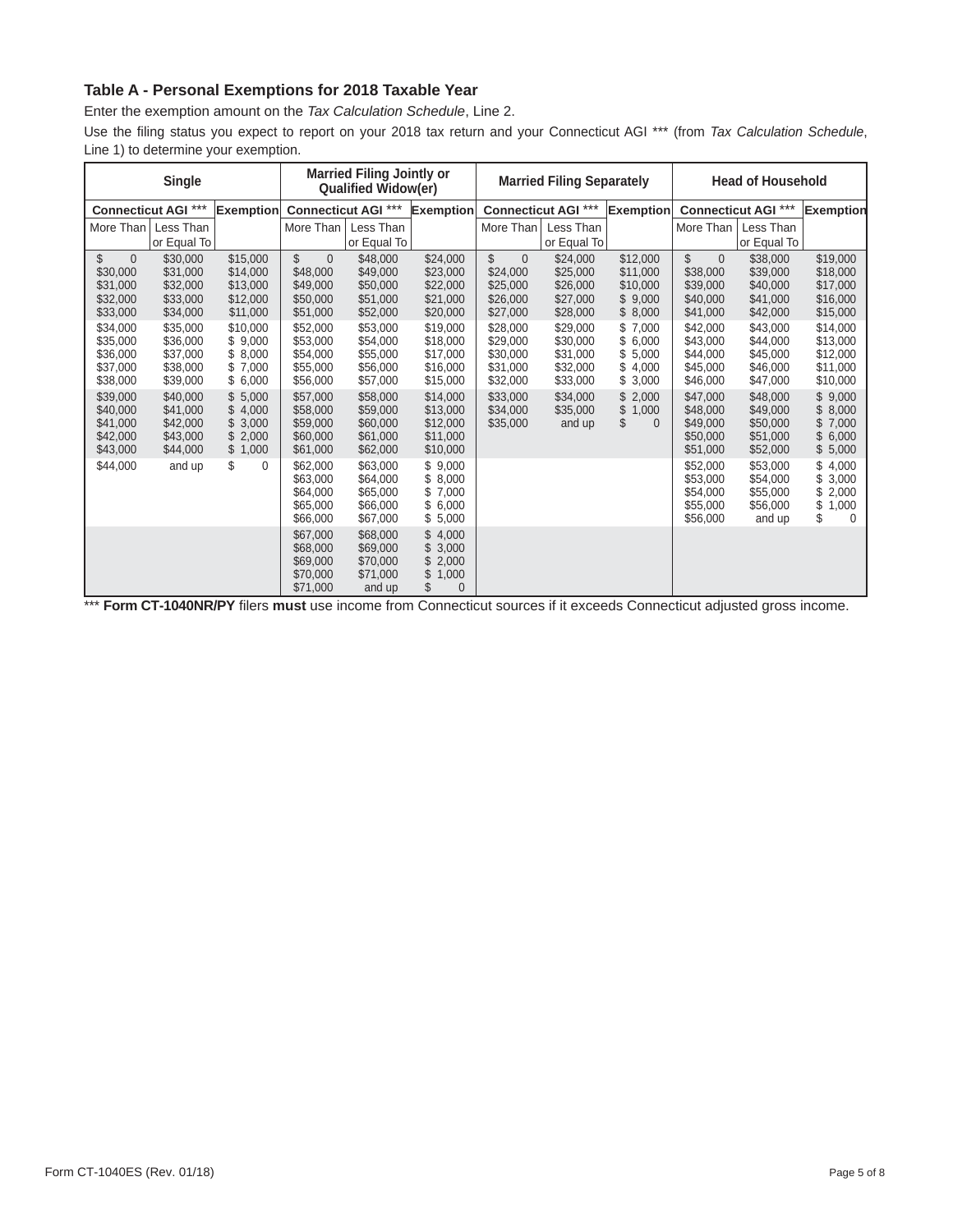## Table A - Personal Exemptions for 2018 Taxable Year

Enter the exemption amount on the *Tax Calculation Schedule*, Line 2.

Use the filing status you expect to report on your 2018 tax return and your Connecticut AGI *** (from *Tax Calculation Schedule*, Line 1) to determine your exemption.

| Single | | | Married Filing Jointly or Qualified Widow(er) | | | Married Filing Separately | | | Head of Household | | |
|---|---|---|---|---|---|---|---|---|---|---|---|
| Connecticut AGI *** | | Exemption | Connecticut AGI *** | | Exemption | Connecticut AGI *** | | Exemption | Connecticut AGI *** | | Exemption |
| More Than | Less Than or Equal To | | More Than | Less Than or Equal To | | More Than | Less Than or Equal To | | More Than | Less Than or Equal To | |
| $ 0 | $30,000 | $15,000 | $ 0 | $48,000 | $24,000 | $ 0 | $24,000 | $12,000 | $ 0 | $38,000 | $19,000 |
| $30,000 | $31,000 | $14,000 | $48,000 | $49,000 | $23,000 | $24,000 | $25,000 | $11,000 | $38,000 | $39,000 | $18,000 |
| $31,000 | $32,000 | $13,000 | $49,000 | $50,000 | $22,000 | $25,000 | $26,000 | $10,000 | $39,000 | $40,000 | $17,000 |
| $32,000 | $33,000 | $12,000 | $50,000 | $51,000 | $21,000 | $26,000 | $27,000 | $ 9,000 | $40,000 | $41,000 | $16,000 |
| $33,000 | $34,000 | $11,000 | $51,000 | $52,000 | $20,000 | $27,000 | $28,000 | $ 8,000 | $41,000 | $42,000 | $15,000 |
| $34,000 | $35,000 | $10,000 | $52,000 | $53,000 | $19,000 | $28,000 | $29,000 | $ 7,000 | $42,000 | $43,000 | $14,000 |
| $35,000 | $36,000 | $ 9,000 | $53,000 | $54,000 | $18,000 | $29,000 | $30,000 | $ 6,000 | $43,000 | $44,000 | $13,000 |
| $36,000 | $37,000 | $ 8,000 | $54,000 | $55,000 | $17,000 | $30,000 | $31,000 | $ 5,000 | $44,000 | $45,000 | $12,000 |
| $37,000 | $38,000 | $ 7,000 | $55,000 | $56,000 | $16,000 | $31,000 | $32,000 | $ 4,000 | $45,000 | $46,000 | $11,000 |
| $38,000 | $39,000 | $ 6,000 | $56,000 | $57,000 | $15,000 | $32,000 | $33,000 | $ 3,000 | $46,000 | $47,000 | $10,000 |
| $39,000 | $40,000 | $ 5,000 | $57,000 | $58,000 | $14,000 | $33,000 | $34,000 | $ 2,000 | $47,000 | $48,000 | $ 9,000 |
| $40,000 | $41,000 | $ 4,000 | $58,000 | $59,000 | $13,000 | $34,000 | $35,000 | $ 1,000 | $48,000 | $49,000 | $ 8,000 |
| $41,000 | $42,000 | $ 3,000 | $59,000 | $60,000 | $12,000 | $35,000 | and up | $ 0 | $49,000 | $50,000 | $ 7,000 |
| $42,000 | $43,000 | $ 2,000 | $60,000 | $61,000 | $11,000 | | | | $50,000 | $51,000 | $ 6,000 |
| $43,000 | $44,000 | $ 1,000 | $61,000 | $62,000 | $10,000 | | | | $51,000 | $52,000 | $ 5,000 |
| $44,000 | and up | $ 0 | $62,000 | $63,000 | $ 9,000 | | | | $52,000 | $53,000 | $ 4,000 |
| | | | $63,000 | $64,000 | $ 8,000 | | | | $53,000 | $54,000 | $ 3,000 |
| | | | $64,000 | $65,000 | $ 7,000 | | | | $54,000 | $55,000 | $ 2,000 |
| | | | $65,000 | $66,000 | $ 6,000 | | | | $55,000 | $56,000 | $ 1,000 |
| | | | $66,000 | $67,000 | $ 5,000 | | | | $56,000 | and up | $ 0 |
| | | | $67,000 | $68,000 | $ 4,000 | | | | | | |
| | | | $68,000 | $69,000 | $ 3,000 | | | | | | |
| | | | $69,000 | $70,000 | $ 2,000 | | | | | | |
| | | | $70,000 | $71,000 | $ 1,000 | | | | | | |
| | | | $71,000 | and up | $ 0 | | | | | | |

*** **Form CT-1040NR/PY** filers **must** use income from Connecticut sources if it exceeds Connecticut adjusted gross income.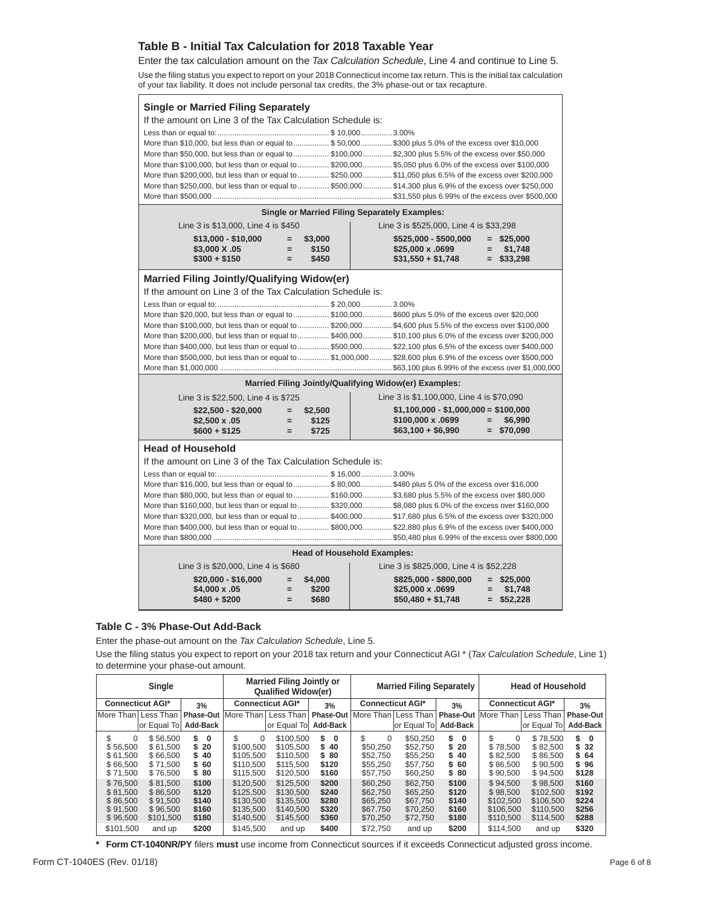## Table B - Initial Tax Calculation for 2018 Taxable Year

Enter the tax calculation amount on the *Tax Calculation Schedule*, Line 4 and continue to Line 5.

Use the filing status you expect to report on your 2018 Connecticut income tax return. This is the initial tax calculation of your tax liability. It does not include personal tax credits, the 3% phase-out or tax recapture.

### Single or Married Filing Separately

If the amount on Line 3 of the Tax Calculation Schedule is:

Less than or equal to: ............ $ 10,000 ............ 3.00%
More than $10,000, but less than or equal to ............ $ 50,000 ............ $300 plus 5.0% of the excess over $10,000
More than $50,000, but less than or equal to ............ $100,000 ............ $2,300 plus 5.5% of the excess over $50,000
More than $100,000, but less than or equal to ............ $200,000 ............ $5,050 plus 6.0% of the excess over $100,000
More than $200,000, but less than or equal to ............ $250,000 ............ $11,050 plus 6.5% of the excess over $200,000
More than $250,000, but less than or equal to ............ $500,000 ............ $14,300 plus 6.9% of the excess over $250,000
More than $500,000 ............ $31,550 plus 6.99% of the excess over $500,000

**Single or Married Filing Separately Examples:**

Line 3 is $13,000, Line 4 is $450

**$13,000 - $10,000 = $3,000**
**$3,000 X .05 = $150**
**$300 + $150 = $450**

Line 3 is $525,000, Line 4 is $33,298

**$525,000 - $500,000 = $25,000**
**$25,000 x .0699 = $1,748**
**$31,550 + $1,748 = $33,298**

### Married Filing Jointly/Qualifying Widow(er)

If the amount on Line 3 of the Tax Calculation Schedule is:

Less than or equal to: ............ $ 20,000 ............ 3.00%
More than $20,000, but less than or equal to ............ $100,000 ............ $600 plus 5.0% of the excess over $20,000
More than $100,000, but less than or equal to ............ $200,000 ............ $4,600 plus 5.5% of the excess over $100,000
More than $200,000, but less than or equal to ............ $400,000 ............ $10,100 plus 6.0% of the excess over $200,000
More than $400,000, but less than or equal to ............ $500,000 ............ $22,100 plus 6.5% of the excess over $400,000
More than $500,000, but less than or equal to ............ $1,000,000 ............ $28,600 plus 6.9% of the excess over $500,000
More than $1,000,000 ............ $63,100 plus 6.99% of the excess over $1,000,000

**Married Filing Jointly/Qualifying Widow(er) Examples:**

Line 3 is $22,500, Line 4 is $725

**$22,500 - $20,000 = $2,500**
**$2,500 x .05 = $125**
**$600 + $125 = $725**

Line 3 is $1,100,000, Line 4 is $70,090

**$1,100,000 - $1,000,000 = $100,000**
**$100,000 x .0699 = $6,990**
**$63,100 + $6,990 = $70,090**

### Head of Household

If the amount on Line 3 of the Tax Calculation Schedule is:

Less than or equal to: ............ $ 16,000 ............ 3.00%
More than $16,000, but less than or equal to ............ $ 80,000 ............ $480 plus 5.0% of the excess over $16,000
More than $80,000, but less than or equal to ............ $160,000 ............ $3,680 plus 5.5% of the excess over $80,000
More than $160,000, but less than or equal to ............ $320,000 ............ $8,080 plus 6.0% of the excess over $160,000
More than $320,000, but less than or equal to ............ $400,000 ............ $17,680 plus 6.5% of the excess over $320,000
More than $400,000, but less than or equal to ............ $800,000 ............ $22,880 plus 6.9% of the excess over $400,000
More than $800,000 ............ $50,480 plus 6.99% of the excess over $800,000

**Head of Household Examples:**

Line 3 is $20,000, Line 4 is $680

**$20,000 - $16,000 = $4,000**
**$4,000 x .05 = $200**
**$480 + $200 = $680**

Line 3 is $825,000, Line 4 is $52,228

**$825,000 - $800,000 = $25,000**
**$25,000 x .0699 = $1,748**
**$50,480 + $1,748 = $52,228**

## Table C - 3% Phase-Out Add-Back

Enter the phase-out amount on the *Tax Calculation Schedule*, Line 5.

Use the filing status you expect to report on your 2018 tax return and your Connecticut AGI * (*Tax Calculation Schedule*, Line 1) to determine your phase-out amount.

| Single | | | Married Filing Jointly or Qualified Widow(er) | | | Married Filing Separately | | | Head of Household | | |
|---|---|---|---|---|---|---|---|---|---|---|---|
| Connecticut AGI* | | 3% | Connecticut AGI* | | 3% | Connecticut AGI* | | 3% | Connecticut AGI* | | 3% |
| More Than | Less Than or Equal To | Phase-Out Add-Back | More Than | Less Than or Equal To | Phase-Out Add-Back | More Than | Less Than or Equal To | Phase-Out Add-Back | More Than | Less Than or Equal To | Phase-Out Add-Back |
| $ 0 | $ 56,500 | $ 0 | $ 0 | $100,500 | $ 0 | $ 0 | $50,250 | $ 0 | $ 0 | $ 78,500 | $ 0 |
| $ 56,500 | $ 61,500 | $ 20 | $100,500 | $105,500 | $ 40 | $50,250 | $52,750 | $ 20 | $ 78,500 | $ 82,500 | $ 32 |
| $ 61,500 | $ 66,500 | $ 40 | $105,500 | $110,500 | $ 80 | $52,750 | $55,250 | $ 40 | $ 82,500 | $ 86,500 | $ 64 |
| $ 66,500 | $ 71,500 | $ 60 | $110,500 | $115,500 | $120 | $55,250 | $57,750 | $ 60 | $ 86,500 | $ 90,500 | $ 96 |
| $ 71,500 | $ 76,500 | $ 80 | $115,500 | $120,500 | $160 | $57,750 | $60,250 | $ 80 | $ 90,500 | $ 94,500 | $128 |
| $ 76,500 | $ 81,500 | $100 | $120,500 | $125,500 | $200 | $60,250 | $62,750 | $100 | $ 94,500 | $ 98,500 | $160 |
| $ 81,500 | $ 86,500 | $120 | $125,500 | $130,500 | $240 | $62,750 | $65,250 | $120 | $ 98,500 | $102,500 | $192 |
| $ 86,500 | $ 91,500 | $140 | $130,500 | $135,500 | $280 | $65,250 | $67,750 | $140 | $102,500 | $106,500 | $224 |
| $ 91,500 | $ 96,500 | $160 | $135,500 | $140,500 | $320 | $67,750 | $70,250 | $160 | $106,500 | $110,500 | $256 |
| $ 96,500 | $101,500 | $180 | $140,500 | $145,500 | $360 | $70,250 | $72,750 | $180 | $110,500 | $114,500 | $288 |
| $101,500 | and up | $200 | $145,500 | and up | $400 | $72,750 | and up | $200 | $114,500 | and up | $320 |

**\* Form CT-1040NR/PY** filers **must** use income from Connecticut sources if it exceeds Connecticut adjusted gross income.

Form CT-1040ES (Rev. 01/18)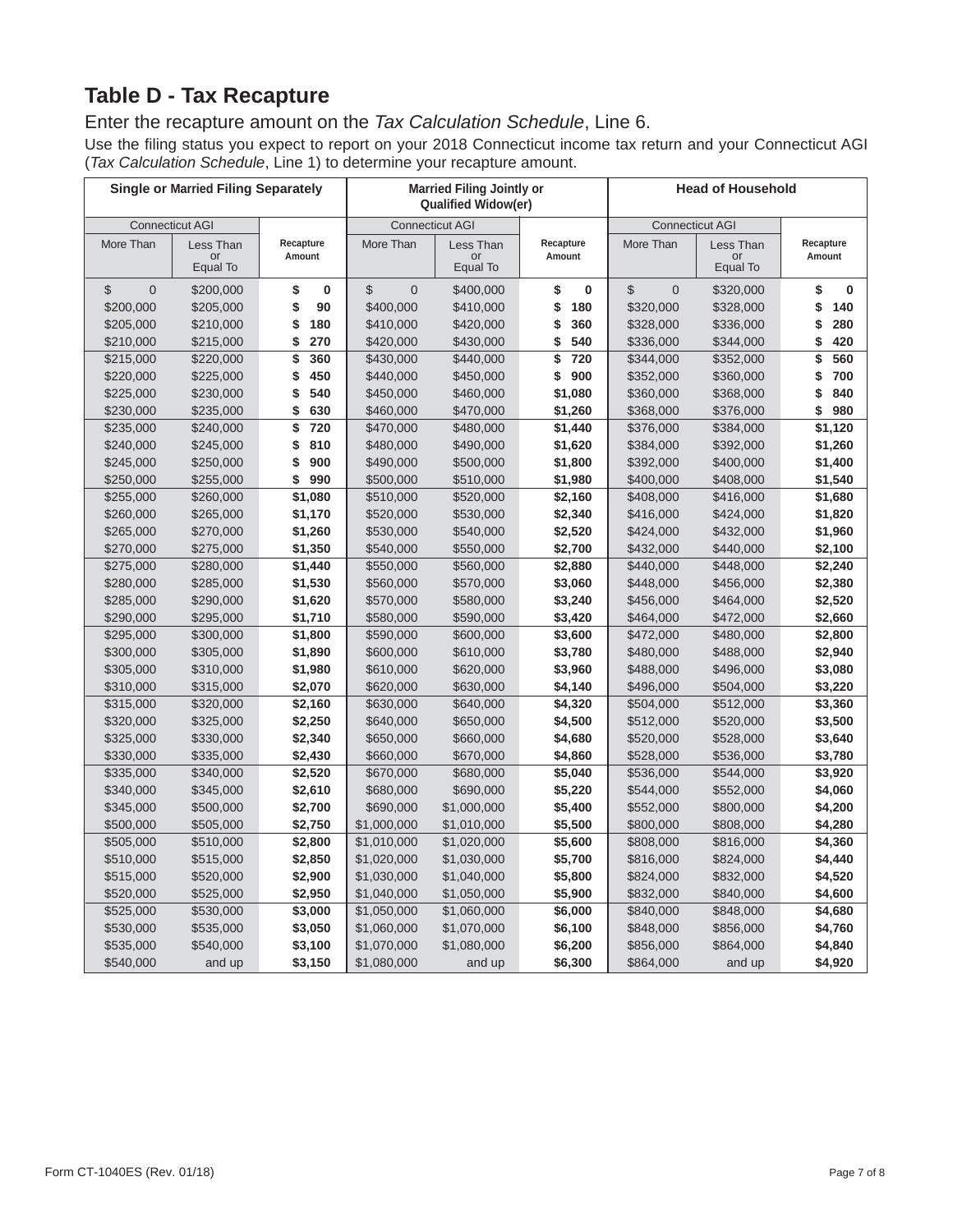# Table D - Tax Recapture

## Enter the recapture amount on the *Tax Calculation Schedule*, Line 6.

Use the filing status you expect to report on your 2018 Connecticut income tax return and your Connecticut AGI (*Tax Calculation Schedule*, Line 1) to determine your recapture amount.

| **Single or Married Filing Separately** | | | **Married Filing Jointly or Qualified Widow(er)** | | | **Head of Household** | | |
|---|---|---|---|---|---|---|---|---|
| Connecticut AGI | | | Connecticut AGI | | | Connecticut AGI | | |
| More Than | Less Than or Equal To | **Recapture Amount** | More Than | Less Than or Equal To | **Recapture Amount** | More Than | Less Than or Equal To | **Recapture Amount** |
| $ 0 | $200,000 | **$ 0** | $ 0 | $400,000 | **$ 0** | $ 0 | $320,000 | **$ 0** |
| $200,000 | $205,000 | **$ 90** | $400,000 | $410,000 | **$ 180** | $320,000 | $328,000 | **$ 140** |
| $205,000 | $210,000 | **$ 180** | $410,000 | $420,000 | **$ 360** | $328,000 | $336,000 | **$ 280** |
| $210,000 | $215,000 | **$ 270** | $420,000 | $430,000 | **$ 540** | $336,000 | $344,000 | **$ 420** |
| $215,000 | $220,000 | **$ 360** | $430,000 | $440,000 | **$ 720** | $344,000 | $352,000 | **$ 560** |
| $220,000 | $225,000 | **$ 450** | $440,000 | $450,000 | **$ 900** | $352,000 | $360,000 | **$ 700** |
| $225,000 | $230,000 | **$ 540** | $450,000 | $460,000 | **$1,080** | $360,000 | $368,000 | **$ 840** |
| $230,000 | $235,000 | **$ 630** | $460,000 | $470,000 | **$1,260** | $368,000 | $376,000 | **$ 980** |
| $235,000 | $240,000 | **$ 720** | $470,000 | $480,000 | **$1,440** | $376,000 | $384,000 | **$1,120** |
| $240,000 | $245,000 | **$ 810** | $480,000 | $490,000 | **$1,620** | $384,000 | $392,000 | **$1,260** |
| $245,000 | $250,000 | **$ 900** | $490,000 | $500,000 | **$1,800** | $392,000 | $400,000 | **$1,400** |
| $250,000 | $255,000 | **$ 990** | $500,000 | $510,000 | **$1,980** | $400,000 | $408,000 | **$1,540** |
| $255,000 | $260,000 | **$1,080** | $510,000 | $520,000 | **$2,160** | $408,000 | $416,000 | **$1,680** |
| $260,000 | $265,000 | **$1,170** | $520,000 | $530,000 | **$2,340** | $416,000 | $424,000 | **$1,820** |
| $265,000 | $270,000 | **$1,260** | $530,000 | $540,000 | **$2,520** | $424,000 | $432,000 | **$1,960** |
| $270,000 | $275,000 | **$1,350** | $540,000 | $550,000 | **$2,700** | $432,000 | $440,000 | **$2,100** |
| $275,000 | $280,000 | **$1,440** | $550,000 | $560,000 | **$2,880** | $440,000 | $448,000 | **$2,240** |
| $280,000 | $285,000 | **$1,530** | $560,000 | $570,000 | **$3,060** | $448,000 | $456,000 | **$2,380** |
| $285,000 | $290,000 | **$1,620** | $570,000 | $580,000 | **$3,240** | $456,000 | $464,000 | **$2,520** |
| $290,000 | $295,000 | **$1,710** | $580,000 | $590,000 | **$3,420** | $464,000 | $472,000 | **$2,660** |
| $295,000 | $300,000 | **$1,800** | $590,000 | $600,000 | **$3,600** | $472,000 | $480,000 | **$2,800** |
| $300,000 | $305,000 | **$1,890** | $600,000 | $610,000 | **$3,780** | $480,000 | $488,000 | **$2,940** |
| $305,000 | $310,000 | **$1,980** | $610,000 | $620,000 | **$3,960** | $488,000 | $496,000 | **$3,080** |
| $310,000 | $315,000 | **$2,070** | $620,000 | $630,000 | **$4,140** | $496,000 | $504,000 | **$3,220** |
| $315,000 | $320,000 | **$2,160** | $630,000 | $640,000 | **$4,320** | $504,000 | $512,000 | **$3,360** |
| $320,000 | $325,000 | **$2,250** | $640,000 | $650,000 | **$4,500** | $512,000 | $520,000 | **$3,500** |
| $325,000 | $330,000 | **$2,340** | $650,000 | $660,000 | **$4,680** | $520,000 | $528,000 | **$3,640** |
| $330,000 | $335,000 | **$2,430** | $660,000 | $670,000 | **$4,860** | $528,000 | $536,000 | **$3,780** |
| $335,000 | $340,000 | **$2,520** | $670,000 | $680,000 | **$5,040** | $536,000 | $544,000 | **$3,920** |
| $340,000 | $345,000 | **$2,610** | $680,000 | $690,000 | **$5,220** | $544,000 | $552,000 | **$4,060** |
| $345,000 | $500,000 | **$2,700** | $690,000 | $1,000,000 | **$5,400** | $552,000 | $800,000 | **$4,200** |
| $500,000 | $505,000 | **$2,750** | $1,000,000 | $1,010,000 | **$5,500** | $800,000 | $808,000 | **$4,280** |
| $505,000 | $510,000 | **$2,800** | $1,010,000 | $1,020,000 | **$5,600** | $808,000 | $816,000 | **$4,360** |
| $510,000 | $515,000 | **$2,850** | $1,020,000 | $1,030,000 | **$5,700** | $816,000 | $824,000 | **$4,440** |
| $515,000 | $520,000 | **$2,900** | $1,030,000 | $1,040,000 | **$5,800** | $824,000 | $832,000 | **$4,520** |
| $520,000 | $525,000 | **$2,950** | $1,040,000 | $1,050,000 | **$5,900** | $832,000 | $840,000 | **$4,600** |
| $525,000 | $530,000 | **$3,000** | $1,050,000 | $1,060,000 | **$6,000** | $840,000 | $848,000 | **$4,680** |
| $530,000 | $535,000 | **$3,050** | $1,060,000 | $1,070,000 | **$6,100** | $848,000 | $856,000 | **$4,760** |
| $535,000 | $540,000 | **$3,100** | $1,070,000 | $1,080,000 | **$6,200** | $856,000 | $864,000 | **$4,840** |
| $540,000 | and up | **$3,150** | $1,080,000 | and up | **$6,300** | $864,000 | and up | **$4,920** |

Form CT-1040ES (Rev. 01/18)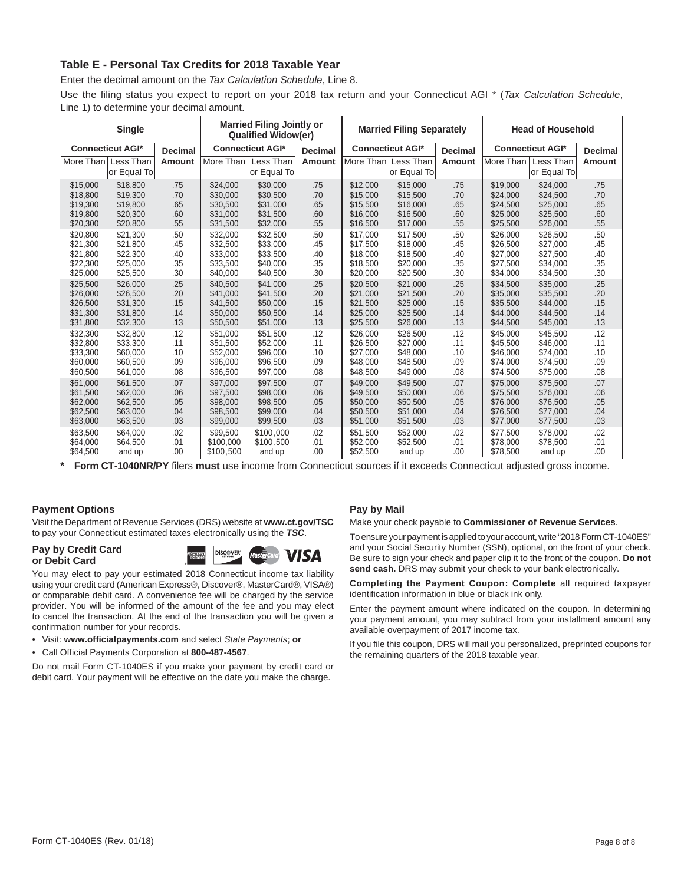## Table E - Personal Tax Credits for 2018 Taxable Year

Enter the decimal amount on the *Tax Calculation Schedule*, Line 8.

Use the filing status you expect to report on your 2018 tax return and your Connecticut AGI * (*Tax Calculation Schedule*, Line 1) to determine your decimal amount.

| Single | | | Married Filing Jointly or Qualified Widow(er) | | | Married Filing Separately | | | Head of Household | | |
|---|---|---|---|---|---|---|---|---|---|---|---|
| Connecticut AGI* | | Decimal Amount | Connecticut AGI* | | Decimal Amount | Connecticut AGI* | | Decimal Amount | Connecticut AGI* | | Decimal Amount |
| More Than | Less Than or Equal To | | More Than | Less Than or Equal To | | More Than | Less Than or Equal To | | More Than | Less Than or Equal To | |
| $15,000 | $18,800 | .75 | $24,000 | $30,000 | .75 | $12,000 | $15,000 | .75 | $19,000 | $24,000 | .75 |
| $18,800 | $19,300 | .70 | $30,000 | $30,500 | .70 | $15,000 | $15,500 | .70 | $24,000 | $24,500 | .70 |
| $19,300 | $19,800 | .65 | $30,500 | $31,000 | .65 | $15,500 | $16,000 | .65 | $24,500 | $25,000 | .65 |
| $19,800 | $20,300 | .60 | $31,000 | $31,500 | .60 | $16,000 | $16,500 | .60 | $25,000 | $25,500 | .60 |
| $20,300 | $20,800 | .55 | $31,500 | $32,000 | .55 | $16,500 | $17,000 | .55 | $25,500 | $26,000 | .55 |
| $20,800 | $21,300 | .50 | $32,000 | $32,500 | .50 | $17,000 | $17,500 | .50 | $26,000 | $26,500 | .50 |
| $21,300 | $21,800 | .45 | $32,500 | $33,000 | .45 | $17,500 | $18,000 | .45 | $26,500 | $27,000 | .45 |
| $21,800 | $22,300 | .40 | $33,000 | $33,500 | .40 | $18,000 | $18,500 | .40 | $27,000 | $27,500 | .40 |
| $22,300 | $25,000 | .35 | $33,500 | $40,000 | .35 | $18,500 | $20,000 | .35 | $27,500 | $34,000 | .35 |
| $25,000 | $25,500 | .30 | $40,000 | $40,500 | .30 | $20,000 | $20,500 | .30 | $34,000 | $34,500 | .30 |
| $25,500 | $26,000 | .25 | $40,500 | $41,000 | .25 | $20,500 | $21,000 | .25 | $34,500 | $35,000 | .25 |
| $26,000 | $26,500 | .20 | $41,000 | $41,500 | .20 | $21,000 | $21,500 | .20 | $35,000 | $35,500 | .20 |
| $26,500 | $31,300 | .15 | $41,500 | $50,000 | .15 | $21,500 | $25,000 | .15 | $35,500 | $44,000 | .15 |
| $31,300 | $31,800 | .14 | $50,000 | $50,500 | .14 | $25,000 | $25,500 | .14 | $44,000 | $44,500 | .14 |
| $31,800 | $32,300 | .13 | $50,500 | $51,000 | .13 | $25,500 | $26,000 | .13 | $44,500 | $45,000 | .13 |
| $32,300 | $32,800 | .12 | $51,000 | $51,500 | .12 | $26,000 | $26,500 | .12 | $45,000 | $45,500 | .12 |
| $32,800 | $33,300 | .11 | $51,500 | $52,000 | .11 | $26,500 | $27,000 | .11 | $45,500 | $46,000 | .11 |
| $33,300 | $60,000 | .10 | $52,000 | $96,000 | .10 | $27,000 | $48,000 | .10 | $46,000 | $74,000 | .10 |
| $60,000 | $60,500 | .09 | $96,000 | $96,500 | .09 | $48,000 | $48,500 | .09 | $74,000 | $74,500 | .09 |
| $60,500 | $61,000 | .08 | $96,500 | $97,000 | .08 | $48,500 | $49,000 | .08 | $74,500 | $75,000 | .08 |
| $61,000 | $61,500 | .07 | $97,000 | $97,500 | .07 | $49,000 | $49,500 | .07 | $75,000 | $75,500 | .07 |
| $61,500 | $62,000 | .06 | $97,500 | $98,000 | .06 | $49,500 | $50,000 | .06 | $75,500 | $76,000 | .06 |
| $62,000 | $62,500 | .05 | $98,000 | $98,500 | .05 | $50,000 | $50,500 | .05 | $76,000 | $76,500 | .05 |
| $62,500 | $63,000 | .04 | $98,500 | $99,000 | .04 | $50,500 | $51,000 | .04 | $76,500 | $77,000 | .04 |
| $63,000 | $63,500 | .03 | $99,000 | $99,500 | .03 | $51,000 | $51,500 | .03 | $77,000 | $77,500 | .03 |
| $63,500 | $64,000 | .02 | $99,500 | $100,000 | .02 | $51,500 | $52,000 | .02 | $77,500 | $78,000 | .02 |
| $64,000 | $64,500 | .01 | $100,000 | $100,500 | .01 | $52,000 | $52,500 | .01 | $78,000 | $78,500 | .01 |
| $64,500 | and up | .00 | $100,500 | and up | .00 | $52,500 | and up | .00 | $78,500 | and up | .00 |

\* **Form CT-1040NR/PY** filers **must** use income from Connecticut sources if it exceeds Connecticut adjusted gross income.

### Payment Options

Visit the Department of Revenue Services (DRS) website at **www.ct.gov/TSC** to pay your Connecticut estimated taxes electronically using the ***TSC***.

#### Pay by Credit Card or Debit Card

You may elect to pay your estimated 2018 Connecticut income tax liability using your credit card (American Express®, Discover®, MasterCard®, VISA®) or comparable debit card. A convenience fee will be charged by the service provider. You will be informed of the amount of the fee and you may elect to cancel the transaction. At the end of the transaction you will be given a confirmation number for your records.

- Visit: **www.officialpayments.com** and select *State Payments*; **or**
- Call Official Payments Corporation at **800-487-4567**.

Do not mail Form CT-1040ES if you make your payment by credit card or debit card. Your payment will be effective on the date you make the charge.

### Pay by Mail

Make your check payable to **Commissioner of Revenue Services**.

To ensure your payment is applied to your account, write "2018 Form CT-1040ES" and your Social Security Number (SSN), optional, on the front of your check. Be sure to sign your check and paper clip it to the front of the coupon. **Do not send cash.** DRS may submit your check to your bank electronically.

**Completing the Payment Coupon: Complete** all required taxpayer identification information in blue or black ink only.

Enter the payment amount where indicated on the coupon. In determining your payment amount, you may subtract from your installment amount any available overpayment of 2017 income tax.

If you file this coupon, DRS will mail you personalized, preprinted coupons for the remaining quarters of the 2018 taxable year.